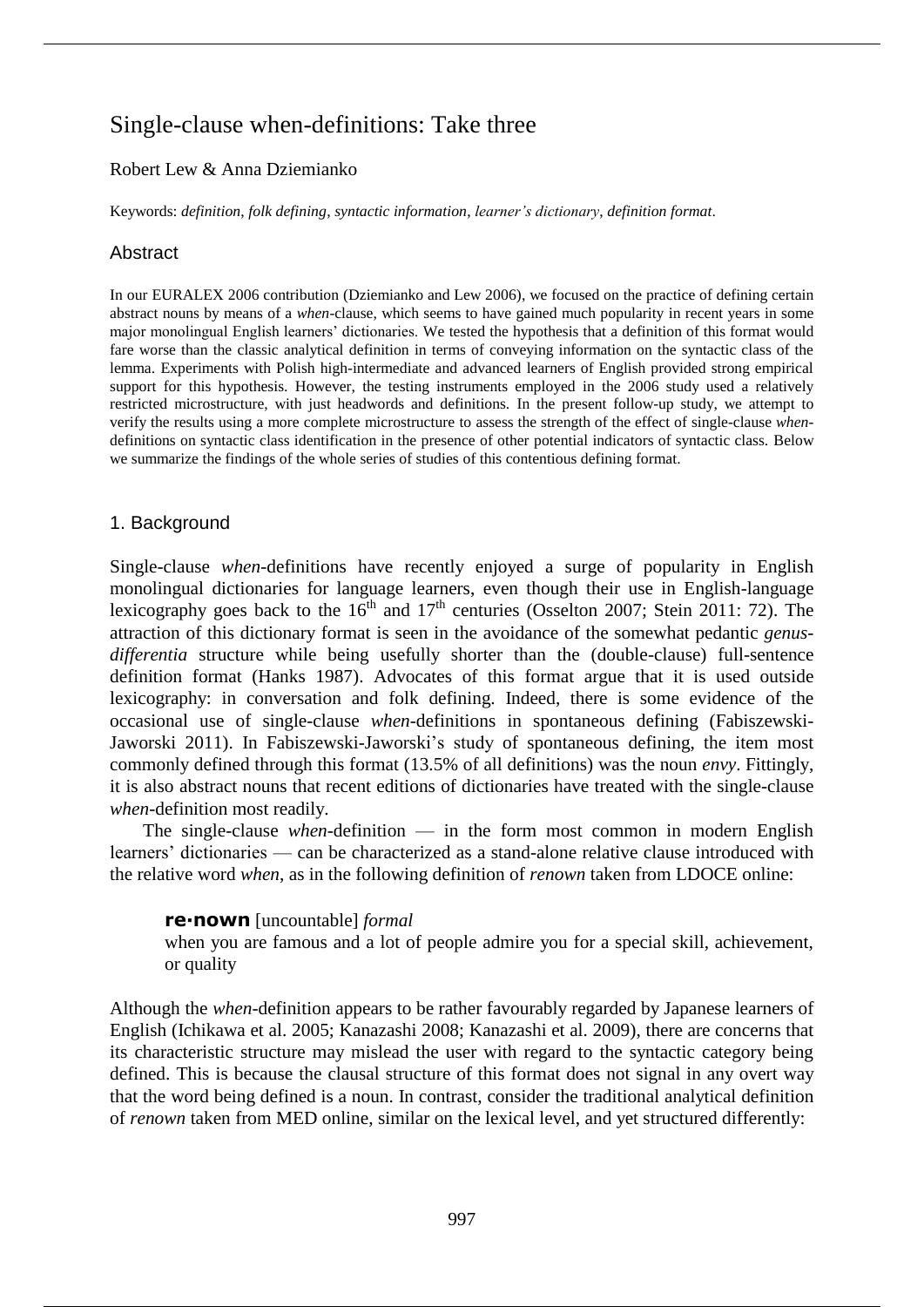# Single-clause when-definitions: Take three

Robert Lew & Anna Dziemianko

Keywords: *definition*, *folk defining*, *syntactic information*, *learner's dictionary*, *definition format*.

## Abstract

In our EURALEX 2006 contribution (Dziemianko and Lew 2006), we focused on the practice of defining certain abstract nouns by means of a *when*-clause, which seems to have gained much popularity in recent years in some major monolingual English learners' dictionaries. We tested the hypothesis that a definition of this format would fare worse than the classic analytical definition in terms of conveying information on the syntactic class of the lemma. Experiments with Polish high-intermediate and advanced learners of English provided strong empirical support for this hypothesis. However, the testing instruments employed in the 2006 study used a relatively restricted microstructure, with just headwords and definitions. In the present follow-up study, we attempt to verify the results using a more complete microstructure to assess the strength of the effect of single-clause *when*-definitions on syntactic class identification in the presence of other potential indicators of syntactic class. Below we summarize the findings of the whole series of studies of this contentious defining format.

## 1. Background

Single-clause *when*-definitions have recently enjoyed a surge of popularity in English monolingual dictionaries for language learners, even though their use in English-language lexicography goes back to the 16th and 17th centuries (Osselton 2007; Stein 2011: 72). The attraction of this dictionary format is seen in the avoidance of the somewhat pedantic *genus-differentia* structure while being usefully shorter than the (double-clause) full-sentence definition format (Hanks 1987). Advocates of this format argue that it is used outside lexicography: in conversation and folk defining. Indeed, there is some evidence of the occasional use of single-clause *when*-definitions in spontaneous defining (Fabiszewski-Jaworski 2011). In Fabiszewski-Jaworski's study of spontaneous defining, the item most commonly defined through this format (13.5% of all definitions) was the noun *envy*. Fittingly, it is also abstract nouns that recent editions of dictionaries have treated with the single-clause *when*-definition most readily.

The single-clause *when*-definition — in the form most common in modern English learners' dictionaries — can be characterized as a stand-alone relative clause introduced with the relative word *when*, as in the following definition of *renown* taken from LDOCE online:

> **re·nown** [uncountable] *formal*
> when you are famous and a lot of people admire you for a special skill, achievement, or quality

Although the *when*-definition appears to be rather favourably regarded by Japanese learners of English (Ichikawa et al. 2005; Kanazashi 2008; Kanazashi et al. 2009), there are concerns that its characteristic structure may mislead the user with regard to the syntactic category being defined. This is because the clausal structure of this format does not signal in any overt way that the word being defined is a noun. In contrast, consider the traditional analytical definition of *renown* taken from MED online, similar on the lexical level, and yet structured differently: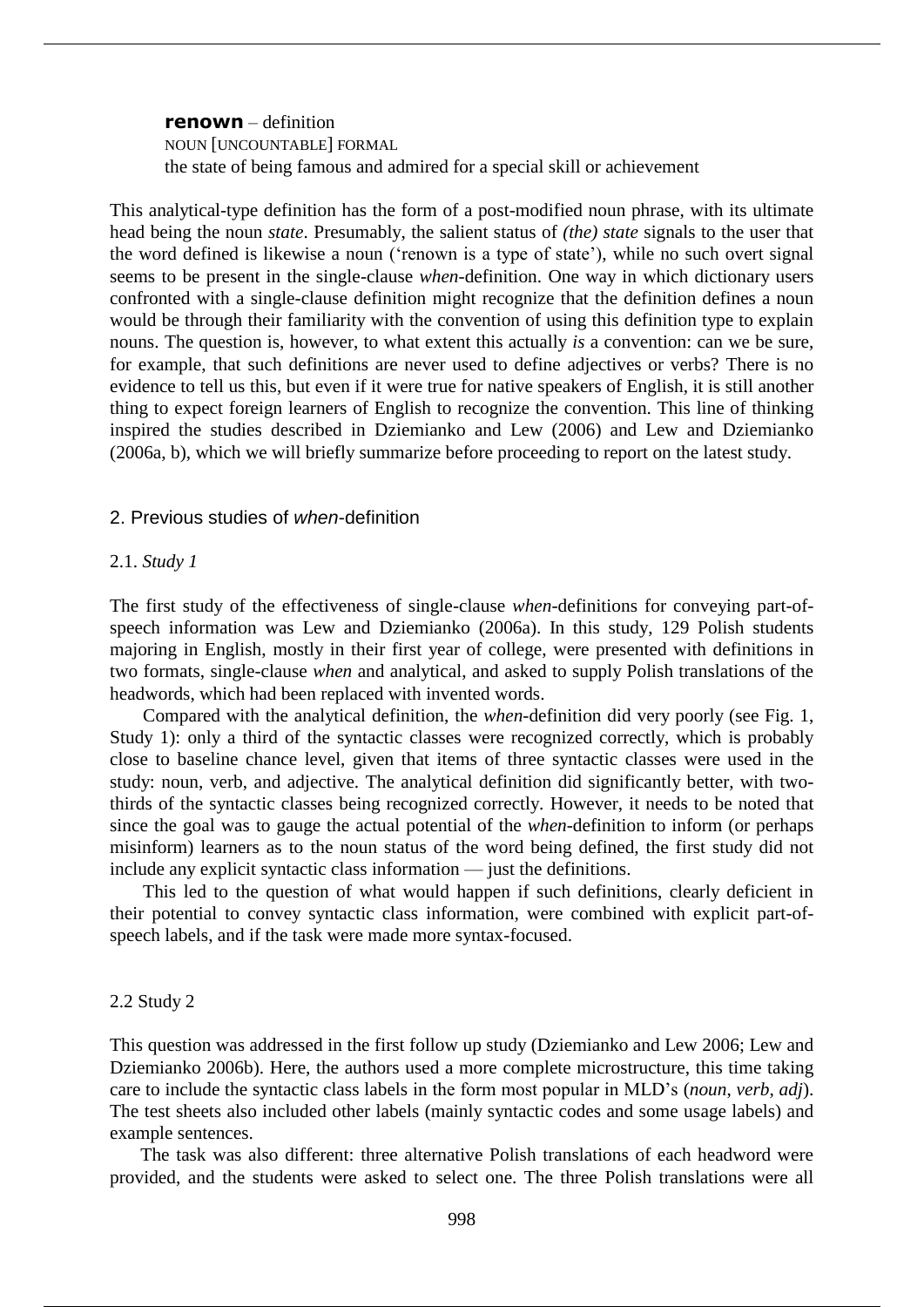**renown** – definition
NOUN [UNCOUNTABLE] FORMAL
the state of being famous and admired for a special skill or achievement

This analytical-type definition has the form of a post-modified noun phrase, with its ultimate head being the noun *state*. Presumably, the salient status of *(the) state* signals to the user that the word defined is likewise a noun ('renown is a type of state'), while no such overt signal seems to be present in the single-clause *when*-definition. One way in which dictionary users confronted with a single-clause definition might recognize that the definition defines a noun would be through their familiarity with the convention of using this definition type to explain nouns. The question is, however, to what extent this actually *is* a convention: can we be sure, for example, that such definitions are never used to define adjectives or verbs? There is no evidence to tell us this, but even if it were true for native speakers of English, it is still another thing to expect foreign learners of English to recognize the convention. This line of thinking inspired the studies described in Dziemianko and Lew (2006) and Lew and Dziemianko (2006a, b), which we will briefly summarize before proceeding to report on the latest study.

## 2. Previous studies of *when*-definition

### 2.1. *Study 1*

The first study of the effectiveness of single-clause *when*-definitions for conveying part-of-speech information was Lew and Dziemianko (2006a). In this study, 129 Polish students majoring in English, mostly in their first year of college, were presented with definitions in two formats, single-clause *when* and analytical, and asked to supply Polish translations of the headwords, which had been replaced with invented words.

Compared with the analytical definition, the *when*-definition did very poorly (see Fig. 1, Study 1): only a third of the syntactic classes were recognized correctly, which is probably close to baseline chance level, given that items of three syntactic classes were used in the study: noun, verb, and adjective. The analytical definition did significantly better, with two-thirds of the syntactic classes being recognized correctly. However, it needs to be noted that since the goal was to gauge the actual potential of the *when*-definition to inform (or perhaps misinform) learners as to the noun status of the word being defined, the first study did not include any explicit syntactic class information — just the definitions.

This led to the question of what would happen if such definitions, clearly deficient in their potential to convey syntactic class information, were combined with explicit part-of-speech labels, and if the task were made more syntax-focused.

### 2.2 Study 2

This question was addressed in the first follow up study (Dziemianko and Lew 2006; Lew and Dziemianko 2006b). Here, the authors used a more complete microstructure, this time taking care to include the syntactic class labels in the form most popular in MLD's (*noun*, *verb*, *adj*). The test sheets also included other labels (mainly syntactic codes and some usage labels) and example sentences.

The task was also different: three alternative Polish translations of each headword were provided, and the students were asked to select one. The three Polish translations were all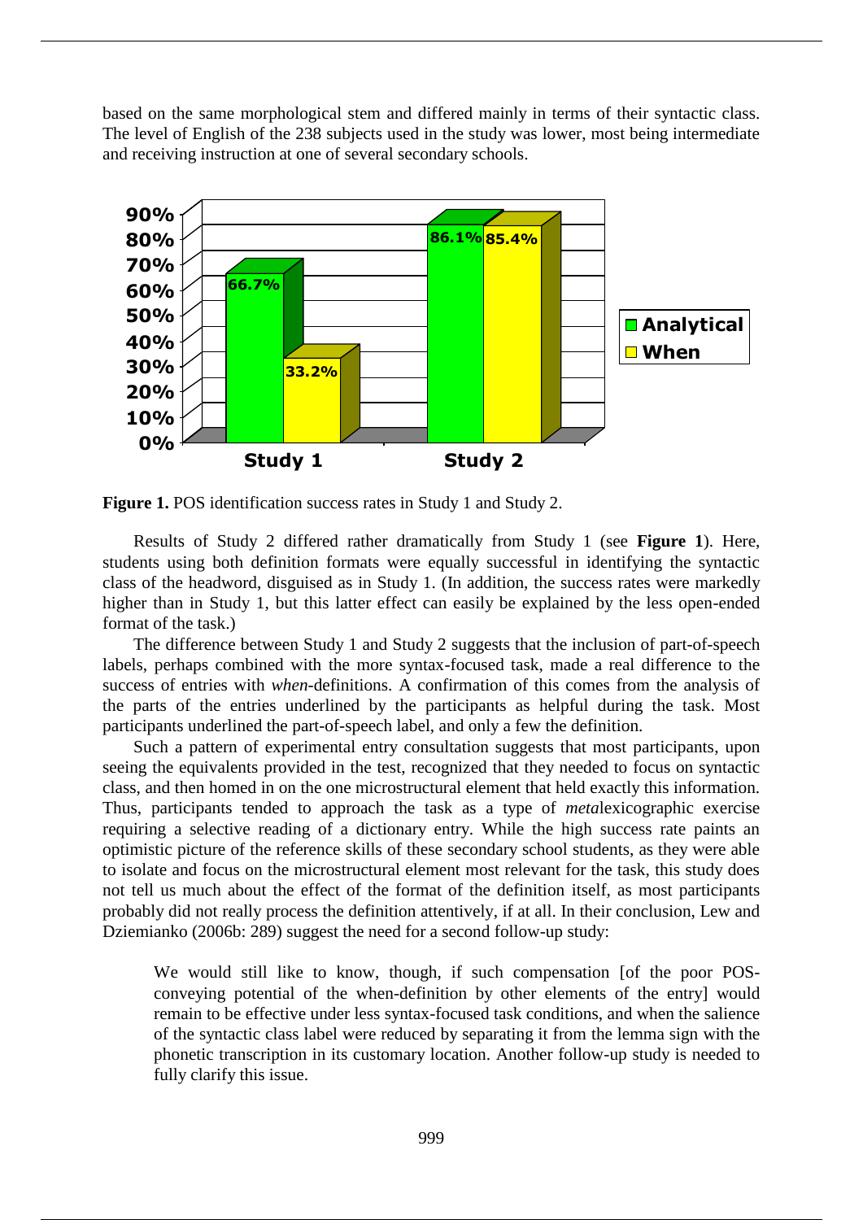based on the same morphological stem and differed mainly in terms of their syntactic class. The level of English of the 238 subjects used in the study was lower, most being intermediate and receiving instruction at one of several secondary schools.

**Figure 1.** POS identification success rates in Study 1 and Study 2.

Results of Study 2 differed rather dramatically from Study 1 (see **Figure 1**). Here, students using both definition formats were equally successful in identifying the syntactic class of the headword, disguised as in Study 1. (In addition, the success rates were markedly higher than in Study 1, but this latter effect can easily be explained by the less open-ended format of the task.)

The difference between Study 1 and Study 2 suggests that the inclusion of part-of-speech labels, perhaps combined with the more syntax-focused task, made a real difference to the success of entries with *when*-definitions. A confirmation of this comes from the analysis of the parts of the entries underlined by the participants as helpful during the task. Most participants underlined the part-of-speech label, and only a few the definition.

Such a pattern of experimental entry consultation suggests that most participants, upon seeing the equivalents provided in the test, recognized that they needed to focus on syntactic class, and then homed in on the one microstructural element that held exactly this information. Thus, participants tended to approach the task as a type of *meta*lexicographic exercise requiring a selective reading of a dictionary entry. While the high success rate paints an optimistic picture of the reference skills of these secondary school students, as they were able to isolate and focus on the microstructural element most relevant for the task, this study does not tell us much about the effect of the format of the definition itself, as most participants probably did not really process the definition attentively, if at all. In their conclusion, Lew and Dziemianko (2006b: 289) suggest the need for a second follow-up study:

> We would still like to know, though, if such compensation [of the poor POS-conveying potential of the when-definition by other elements of the entry] would remain to be effective under less syntax-focused task conditions, and when the salience of the syntactic class label were reduced by separating it from the lemma sign with the phonetic transcription in its customary location. Another follow-up study is needed to fully clarify this issue.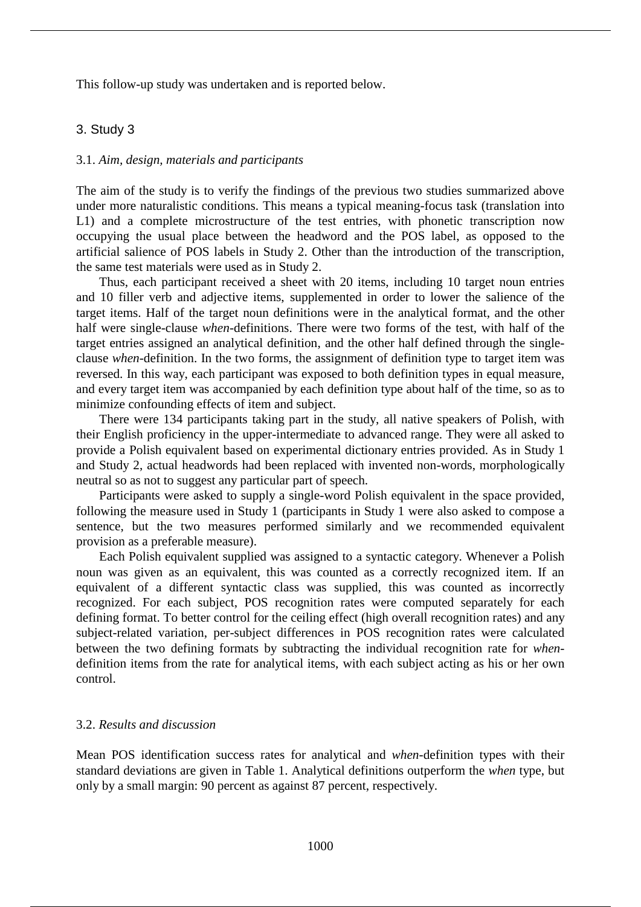This follow-up study was undertaken and is reported below.

## 3. Study 3

### 3.1. *Aim, design, materials and participants*

The aim of the study is to verify the findings of the previous two studies summarized above under more naturalistic conditions. This means a typical meaning-focus task (translation into L1) and a complete microstructure of the test entries, with phonetic transcription now occupying the usual place between the headword and the POS label, as opposed to the artificial salience of POS labels in Study 2. Other than the introduction of the transcription, the same test materials were used as in Study 2.

Thus, each participant received a sheet with 20 items, including 10 target noun entries and 10 filler verb and adjective items, supplemented in order to lower the salience of the target items. Half of the target noun definitions were in the analytical format, and the other half were single-clause *when*-definitions. There were two forms of the test, with half of the target entries assigned an analytical definition, and the other half defined through the single-clause *when*-definition. In the two forms, the assignment of definition type to target item was reversed. In this way, each participant was exposed to both definition types in equal measure, and every target item was accompanied by each definition type about half of the time, so as to minimize confounding effects of item and subject.

There were 134 participants taking part in the study, all native speakers of Polish, with their English proficiency in the upper-intermediate to advanced range. They were all asked to provide a Polish equivalent based on experimental dictionary entries provided. As in Study 1 and Study 2, actual headwords had been replaced with invented non-words, morphologically neutral so as not to suggest any particular part of speech.

Participants were asked to supply a single-word Polish equivalent in the space provided, following the measure used in Study 1 (participants in Study 1 were also asked to compose a sentence, but the two measures performed similarly and we recommended equivalent provision as a preferable measure).

Each Polish equivalent supplied was assigned to a syntactic category. Whenever a Polish noun was given as an equivalent, this was counted as a correctly recognized item. If an equivalent of a different syntactic class was supplied, this was counted as incorrectly recognized. For each subject, POS recognition rates were computed separately for each defining format. To better control for the ceiling effect (high overall recognition rates) and any subject-related variation, per-subject differences in POS recognition rates were calculated between the two defining formats by subtracting the individual recognition rate for *when*-definition items from the rate for analytical items, with each subject acting as his or her own control.

### 3.2. *Results and discussion*

Mean POS identification success rates for analytical and *when*-definition types with their standard deviations are given in Table 1. Analytical definitions outperform the *when* type, but only by a small margin: 90 percent as against 87 percent, respectively.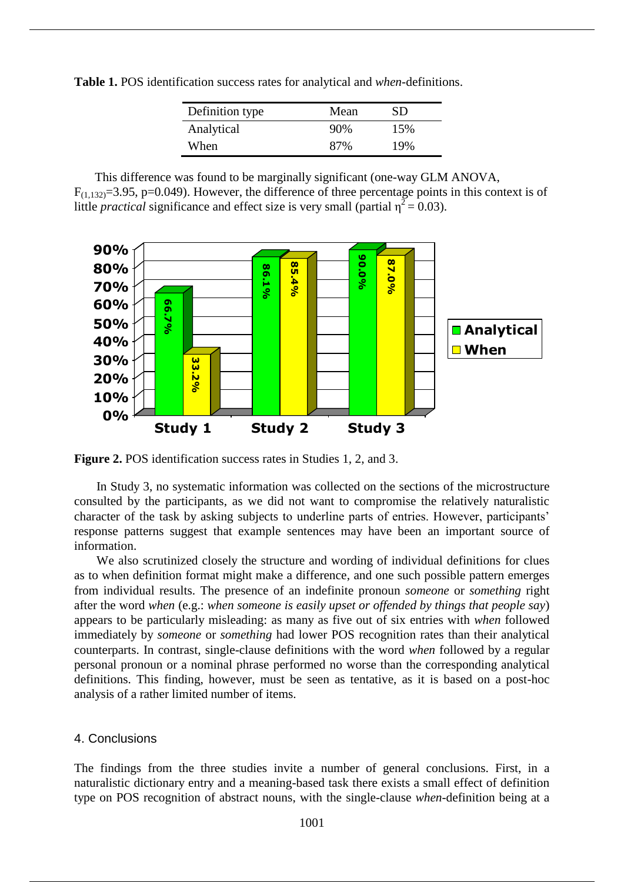**Table 1.** POS identification success rates for analytical and *when*-definitions.

| Definition type | Mean | SD |
|---|---|---|
| Analytical | 90% | 15% |
| When | 87% | 19% |

This difference was found to be marginally significant (one-way GLM ANOVA, $F_{(1,132)}$=3.95, p=0.049). However, the difference of three percentage points in this context is of little *practical* significance and effect size is very small (partial $\eta^2 = 0.03$).

**Figure 2.** POS identification success rates in Studies 1, 2, and 3.

In Study 3, no systematic information was collected on the sections of the microstructure consulted by the participants, as we did not want to compromise the relatively naturalistic character of the task by asking subjects to underline parts of entries. However, participants' response patterns suggest that example sentences may have been an important source of information.

We also scrutinized closely the structure and wording of individual definitions for clues as to when definition format might make a difference, and one such possible pattern emerges from individual results. The presence of an indefinite pronoun *someone* or *something* right after the word *when* (e.g.: *when someone is easily upset or offended by things that people say*) appears to be particularly misleading: as many as five out of six entries with *when* followed immediately by *someone* or *something* had lower POS recognition rates than their analytical counterparts. In contrast, single-clause definitions with the word *when* followed by a regular personal pronoun or a nominal phrase performed no worse than the corresponding analytical definitions. This finding, however, must be seen as tentative, as it is based on a post-hoc analysis of a rather limited number of items.

## 4. Conclusions

The findings from the three studies invite a number of general conclusions. First, in a naturalistic dictionary entry and a meaning-based task there exists a small effect of definition type on POS recognition of abstract nouns, with the single-clause *when*-definition being at a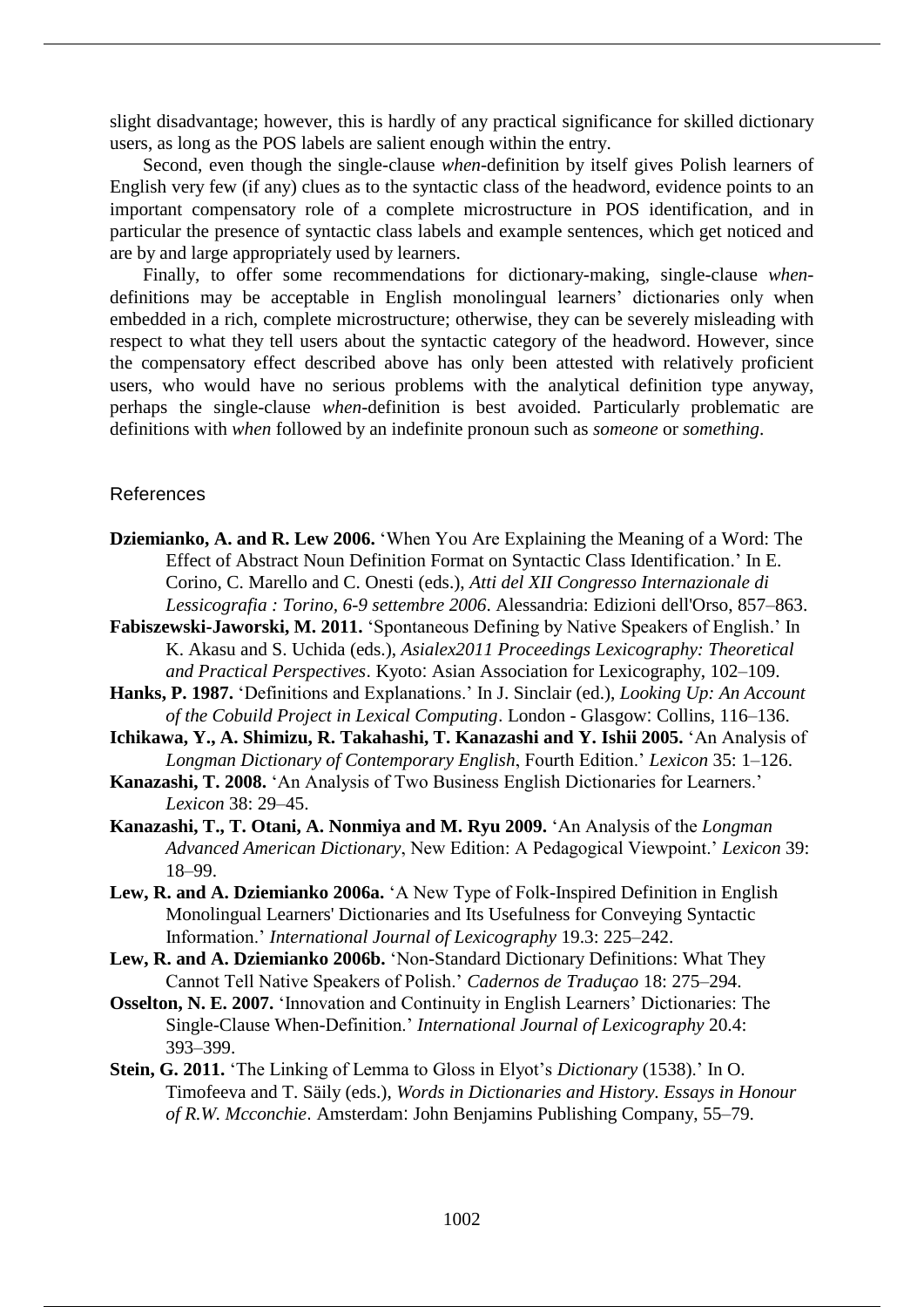slight disadvantage; however, this is hardly of any practical significance for skilled dictionary users, as long as the POS labels are salient enough within the entry.

Second, even though the single-clause *when*-definition by itself gives Polish learners of English very few (if any) clues as to the syntactic class of the headword, evidence points to an important compensatory role of a complete microstructure in POS identification, and in particular the presence of syntactic class labels and example sentences, which get noticed and are by and large appropriately used by learners.

Finally, to offer some recommendations for dictionary-making, single-clause *when*-definitions may be acceptable in English monolingual learners' dictionaries only when embedded in a rich, complete microstructure; otherwise, they can be severely misleading with respect to what they tell users about the syntactic category of the headword. However, since the compensatory effect described above has only been attested with relatively proficient users, who would have no serious problems with the analytical definition type anyway, perhaps the single-clause *when*-definition is best avoided. Particularly problematic are definitions with *when* followed by an indefinite pronoun such as *someone* or *something*.

## References

**Dziemianko, A. and R. Lew 2006.** 'When You Are Explaining the Meaning of a Word: The Effect of Abstract Noun Definition Format on Syntactic Class Identification.' In E. Corino, C. Marello and C. Onesti (eds.), *Atti del XII Congresso Internazionale di Lessicografia : Torino, 6-9 settembre 2006*. Alessandria: Edizioni dell'Orso, 857–863.

**Fabiszewski-Jaworski, M. 2011.** 'Spontaneous Defining by Native Speakers of English.' In K. Akasu and S. Uchida (eds.), *Asialex2011 Proceedings Lexicography: Theoretical and Practical Perspectives*. Kyoto: Asian Association for Lexicography, 102–109.

**Hanks, P. 1987.** 'Definitions and Explanations.' In J. Sinclair (ed.), *Looking Up: An Account of the Cobuild Project in Lexical Computing*. London - Glasgow: Collins, 116–136.

**Ichikawa, Y., A. Shimizu, R. Takahashi, T. Kanazashi and Y. Ishii 2005.** 'An Analysis of *Longman Dictionary of Contemporary English*, Fourth Edition.' *Lexicon* 35: 1–126.

**Kanazashi, T. 2008.** 'An Analysis of Two Business English Dictionaries for Learners.' *Lexicon* 38: 29–45.

**Kanazashi, T., T. Otani, A. Nonmiya and M. Ryu 2009.** 'An Analysis of the *Longman Advanced American Dictionary*, New Edition: A Pedagogical Viewpoint.' *Lexicon* 39: 18–99.

**Lew, R. and A. Dziemianko 2006a.** 'A New Type of Folk-Inspired Definition in English Monolingual Learners' Dictionaries and Its Usefulness for Conveying Syntactic Information.' *International Journal of Lexicography* 19.3: 225–242.

**Lew, R. and A. Dziemianko 2006b.** 'Non-Standard Dictionary Definitions: What They Cannot Tell Native Speakers of Polish.' *Cadernos de Traduçao* 18: 275–294.

**Osselton, N. E. 2007.** 'Innovation and Continuity in English Learners' Dictionaries: The Single-Clause When-Definition.' *International Journal of Lexicography* 20.4: 393–399.

**Stein, G. 2011.** 'The Linking of Lemma to Gloss in Elyot's *Dictionary* (1538).' In O. Timofeeva and T. Säily (eds.), *Words in Dictionaries and History. Essays in Honour of R.W. Mcconchie*. Amsterdam: John Benjamins Publishing Company, 55–79.